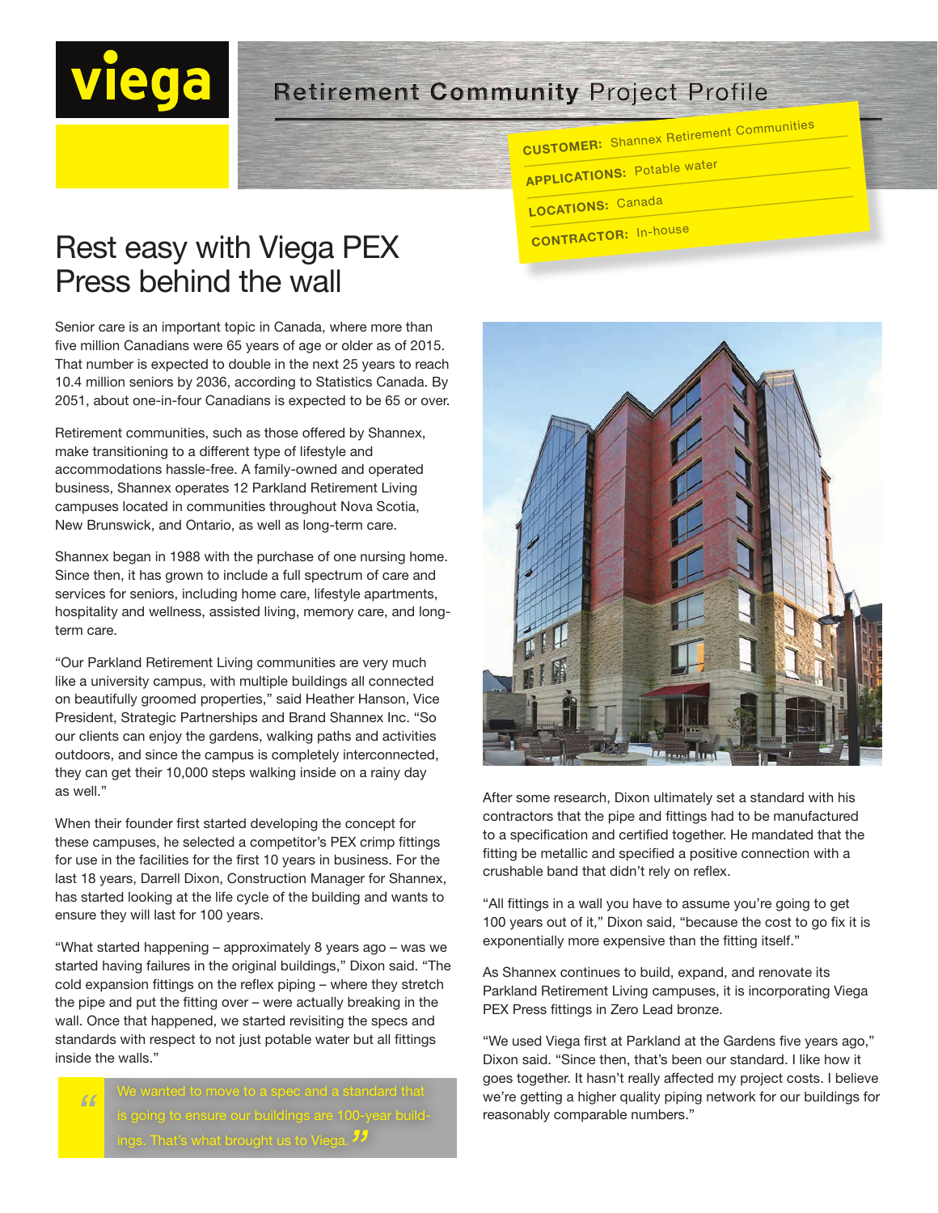**Retirement Community** Project Profile

**CUSTOMER:** Shannex Retirement Communities

**APPLICATIONS:** Potable water

**LOCATIONS:** Canada

**CONTRACTOR:** In-house

# Rest easy with Viega PEX Press behind the wall

Senior care is an important topic in Canada, where more than five million Canadians were 65 years of age or older as of 2015. That number is expected to double in the next 25 years to reach 10.4 million seniors by 2036, according to Statistics Canada. By 2051, about one-in-four Canadians is expected to be 65 or over.

Retirement communities, such as those offered by Shannex, make transitioning to a different type of lifestyle and accommodations hassle-free. A family-owned and operated business, Shannex operates 12 Parkland Retirement Living campuses located in communities throughout Nova Scotia, New Brunswick, and Ontario, as well as long-term care.

Shannex began in 1988 with the purchase of one nursing home. Since then, it has grown to include a full spectrum of care and services for seniors, including home care, lifestyle apartments, hospitality and wellness, assisted living, memory care, and long-term care.

"Our Parkland Retirement Living communities are very much like a university campus, with multiple buildings all connected on beautifully groomed properties," said Heather Hanson, Vice President, Strategic Partnerships and Brand Shannex Inc. "So our clients can enjoy the gardens, walking paths and activities outdoors, and since the campus is completely interconnected, they can get their 10,000 steps walking inside on a rainy day as well."

When their founder first started developing the concept for these campuses, he selected a competitor's PEX crimp fittings for use in the facilities for the first 10 years in business. For the last 18 years, Darrell Dixon, Construction Manager for Shannex, has started looking at the life cycle of the building and wants to ensure they will last for 100 years.

"What started happening – approximately 8 years ago – was we started having failures in the original buildings," Dixon said. "The cold expansion fittings on the reflex piping – where they stretch the pipe and put the fitting over – were actually breaking in the wall. Once that happened, we started revisiting the specs and standards with respect to not just potable water but all fittings inside the walls."

> "We wanted to move to a spec and a standard that is going to ensure our buildings are 100-year buildings. That's what brought us to Viega."

After some research, Dixon ultimately set a standard with his contractors that the pipe and fittings had to be manufactured to a specification and certified together. He mandated that the fitting be metallic and specified a positive connection with a crushable band that didn't rely on reflex.

"All fittings in a wall you have to assume you're going to get 100 years out of it," Dixon said, "because the cost to go fix it is exponentially more expensive than the fitting itself."

As Shannex continues to build, expand, and renovate its Parkland Retirement Living campuses, it is incorporating Viega PEX Press fittings in Zero Lead bronze.

"We used Viega first at Parkland at the Gardens five years ago," Dixon said. "Since then, that's been our standard. I like how it goes together. It hasn't really affected my project costs. I believe we're getting a higher quality piping network for our buildings for reasonably comparable numbers."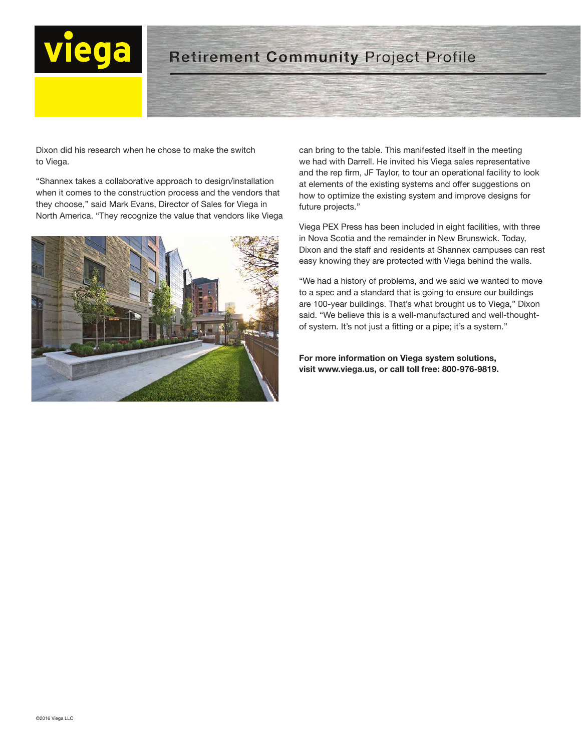Dixon did his research when he chose to make the switch to Viega.

"Shannex takes a collaborative approach to design/installation when it comes to the construction process and the vendors that they choose," said Mark Evans, Director of Sales for Viega in North America. "They recognize the value that vendors like Viega can bring to the table. This manifested itself in the meeting we had with Darrell. He invited his Viega sales representative and the rep firm, JF Taylor, to tour an operational facility to look at elements of the existing systems and offer suggestions on how to optimize the existing system and improve designs for future projects."

Viega PEX Press has been included in eight facilities, with three in Nova Scotia and the remainder in New Brunswick. Today, Dixon and the staff and residents at Shannex campuses can rest easy knowing they are protected with Viega behind the walls.

"We had a history of problems, and we said we wanted to move to a spec and a standard that is going to ensure our buildings are 100-year buildings. That's what brought us to Viega," Dixon said. "We believe this is a well-manufactured and well-thought-of system. It's not just a fitting or a pipe; it's a system."

**For more information on Viega system solutions, visit www.viega.us, or call toll free: 800-976-9819.**

©2016 Viega LLC